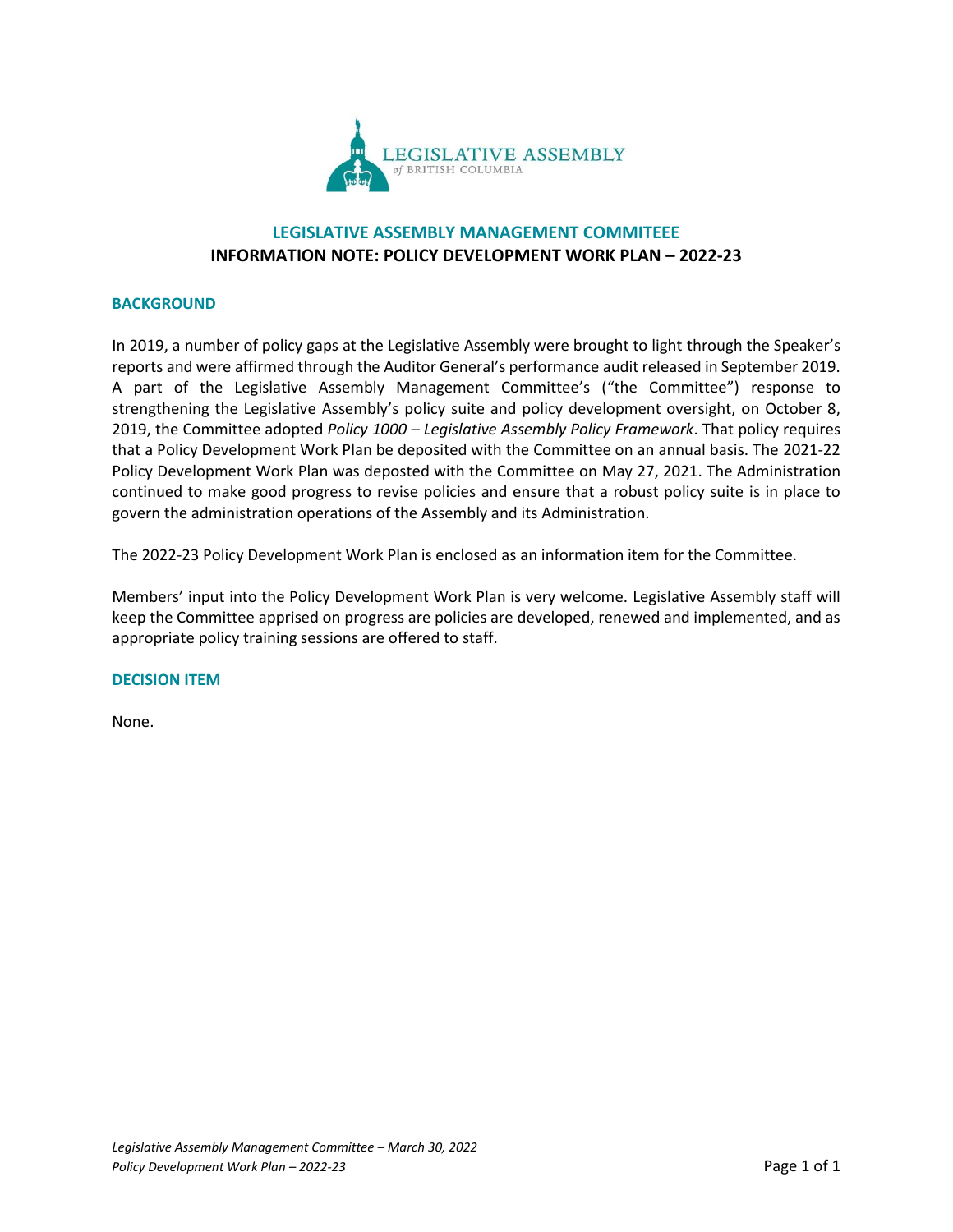LEGISLATIVE ASSEMBLY
of BRITISH COLUMBIA

# LEGISLATIVE ASSEMBLY MANAGEMENT COMMITEEE
## INFORMATION NOTE: POLICY DEVELOPMENT WORK PLAN – 2022-23

### BACKGROUND

In 2019, a number of policy gaps at the Legislative Assembly were brought to light through the Speaker's reports and were affirmed through the Auditor General's performance audit released in September 2019. A part of the Legislative Assembly Management Committee's ("the Committee") response to strengthening the Legislative Assembly's policy suite and policy development oversight, on October 8, 2019, the Committee adopted *Policy 1000 – Legislative Assembly Policy Framework*. That policy requires that a Policy Development Work Plan be deposited with the Committee on an annual basis. The 2021-22 Policy Development Work Plan was deposted with the Committee on May 27, 2021. The Administration continued to make good progress to revise policies and ensure that a robust policy suite is in place to govern the administration operations of the Assembly and its Administration.

The 2022-23 Policy Development Work Plan is enclosed as an information item for the Committee.

Members' input into the Policy Development Work Plan is very welcome. Legislative Assembly staff will keep the Committee apprised on progress are policies are developed, renewed and implemented, and as appropriate policy training sessions are offered to staff.

### DECISION ITEM

None.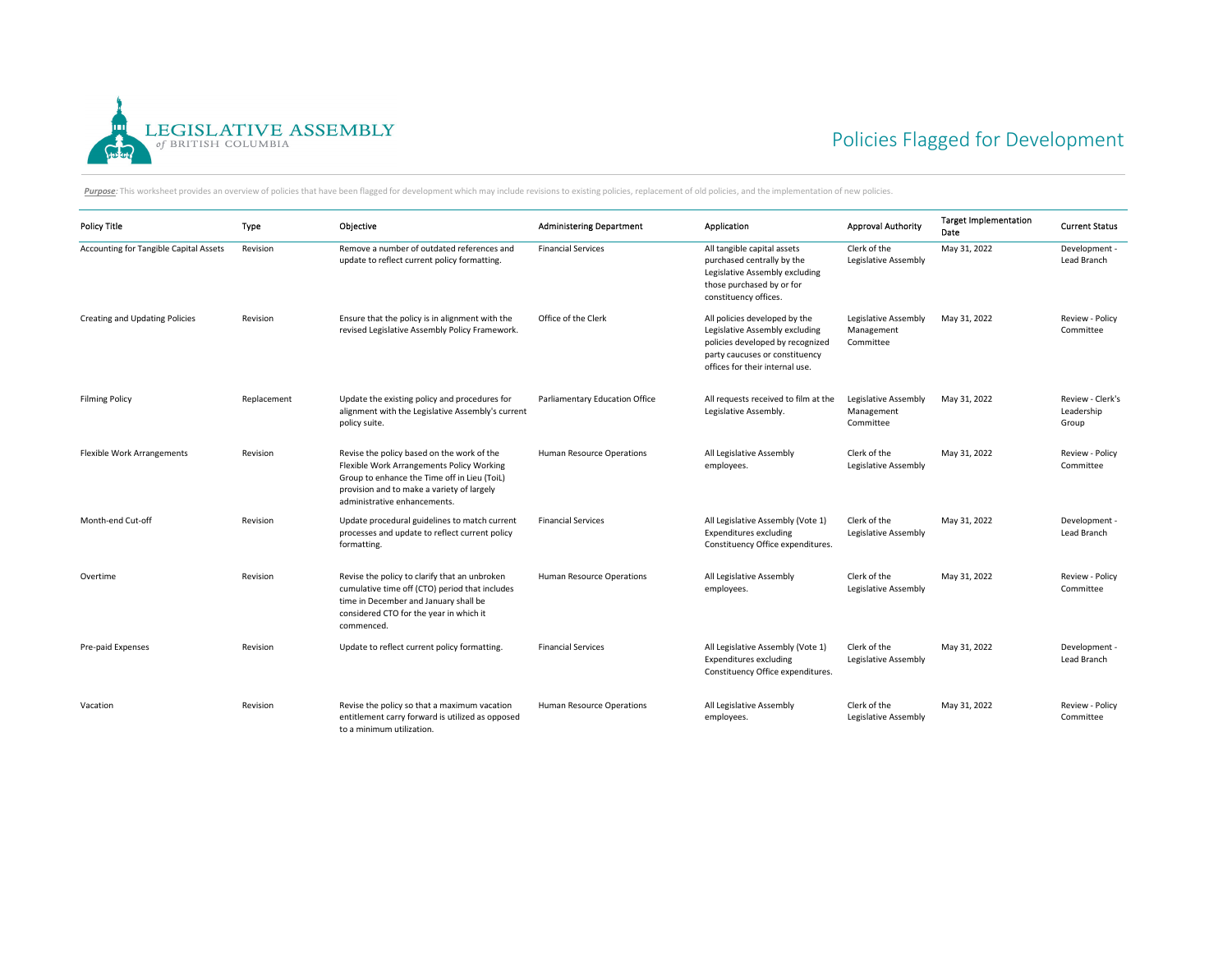LEGISLATIVE ASSEMBLY *of* BRITISH COLUMBIA

# Policies Flagged for Development

***Purpose:*** This worksheet provides an overview of policies that have been flagged for development which may include revisions to existing policies, replacement of old policies, and the implementation of new policies.

| Policy Title | Type | Objective | Administering Department | Application | Approval Authority | Target Implementation Date | Current Status |
|---|---|---|---|---|---|---|---|
| Accounting for Tangible Capital Assets | Revision | Remove a number of outdated references and update to reflect current policy formatting. | Financial Services | All tangible capital assets purchased centrally by the Legislative Assembly excluding those purchased by or for constituency offices. | Clerk of the Legislative Assembly | May 31, 2022 | Development - Lead Branch |
| Creating and Updating Policies | Revision | Ensure that the policy is in alignment with the revised Legislative Assembly Policy Framework. | Office of the Clerk | All policies developed by the Legislative Assembly excluding policies developed by recognized party caucuses or constituency offices for their internal use. | Legislative Assembly Management Committee | May 31, 2022 | Review - Policy Committee |
| Filming Policy | Replacement | Update the existing policy and procedures for alignment with the Legislative Assembly's current policy suite. | Parliamentary Education Office | All requests received to film at the Legislative Assembly. | Legislative Assembly Management Committee | May 31, 2022 | Review - Clerk's Leadership Group |
| Flexible Work Arrangements | Revision | Revise the policy based on the work of the Flexible Work Arrangements Policy Working Group to enhance the Time off in Lieu (ToiL) provision and to make a variety of largely administrative enhancements. | Human Resource Operations | All Legislative Assembly employees. | Clerk of the Legislative Assembly | May 31, 2022 | Review - Policy Committee |
| Month-end Cut-off | Revision | Update procedural guidelines to match current processes and update to reflect current policy formatting. | Financial Services | All Legislative Assembly (Vote 1) Expenditures excluding Constituency Office expenditures. | Clerk of the Legislative Assembly | May 31, 2022 | Development - Lead Branch |
| Overtime | Revision | Revise the policy to clarify that an unbroken cumulative time off (CTO) period that includes time in December and January shall be considered CTO for the year in which it commenced. | Human Resource Operations | All Legislative Assembly employees. | Clerk of the Legislative Assembly | May 31, 2022 | Review - Policy Committee |
| Pre-paid Expenses | Revision | Update to reflect current policy formatting. | Financial Services | All Legislative Assembly (Vote 1) Expenditures excluding Constituency Office expenditures. | Clerk of the Legislative Assembly | May 31, 2022 | Development - Lead Branch |
| Vacation | Revision | Revise the policy so that a maximum vacation entitlement carry forward is utilized as opposed to a minimum utilization. | Human Resource Operations | All Legislative Assembly employees. | Clerk of the Legislative Assembly | May 31, 2022 | Review - Policy Committee |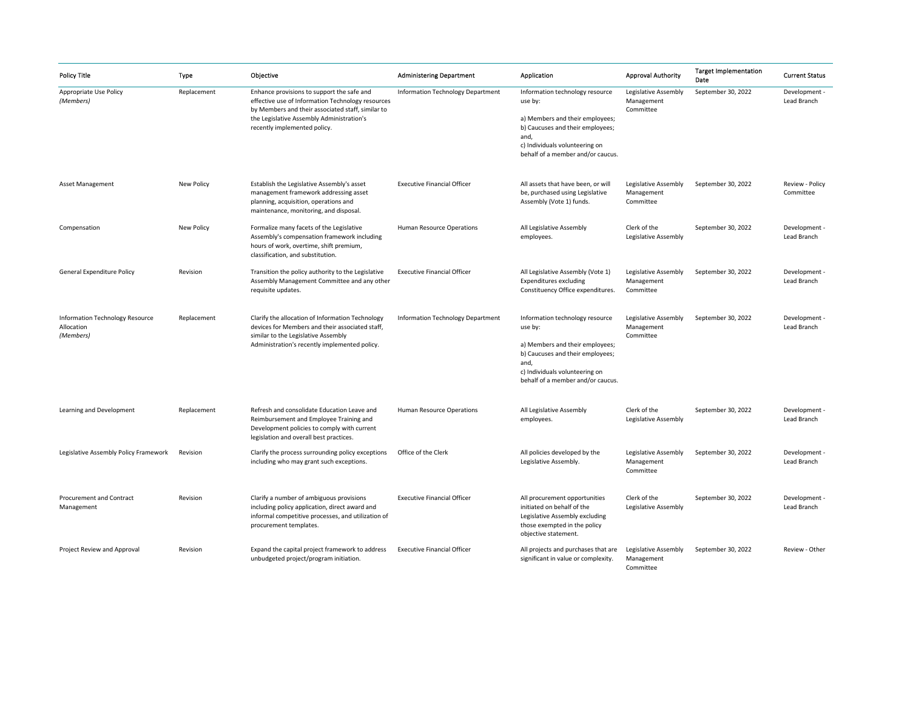| Policy Title | Type | Objective | Administering Department | Application | Approval Authority | Target Implementation Date | Current Status |
|---|---|---|---|---|---|---|---|
| Appropriate Use Policy *(Members)* | Replacement | Enhance provisions to support the safe and effective use of Information Technology resources by Members and their associated staff, similar to the Legislative Assembly Administration's recently implemented policy. | Information Technology Department | Information technology resource use by:<br><br>a) Members and their employees;<br>b) Caucuses and their employees; and,<br>c) Individuals volunteering on behalf of a member and/or caucus. | Legislative Assembly Management Committee | September 30, 2022 | Development - Lead Branch |
| Asset Management | New Policy | Establish the Legislative Assembly's asset management framework addressing asset planning, acquisition, operations and maintenance, monitoring, and disposal. | Executive Financial Officer | All assets that have been, or will be, purchased using Legislative Assembly (Vote 1) funds. | Legislative Assembly Management Committee | September 30, 2022 | Review - Policy Committee |
| Compensation | New Policy | Formalize many facets of the Legislative Assembly's compensation framework including hours of work, overtime, shift premium, classification, and substitution. | Human Resource Operations | All Legislative Assembly employees. | Clerk of the Legislative Assembly | September 30, 2022 | Development - Lead Branch |
| General Expenditure Policy | Revision | Transition the policy authority to the Legislative Assembly Management Committee and any other requisite updates. | Executive Financial Officer | All Legislative Assembly (Vote 1) Expenditures excluding Constituency Office expenditures. | Legislative Assembly Management Committee | September 30, 2022 | Development - Lead Branch |
| Information Technology Resource Allocation *(Members)* | Replacement | Clarify the allocation of Information Technology devices for Members and their associated staff, similar to the Legislative Assembly Administration's recently implemented policy. | Information Technology Department | Information technology resource use by:<br><br>a) Members and their employees;<br>b) Caucuses and their employees; and,<br>c) Individuals volunteering on behalf of a member and/or caucus. | Legislative Assembly Management Committee | September 30, 2022 | Development - Lead Branch |
| Learning and Development | Replacement | Refresh and consolidate Education Leave and Reimbursement and Employee Training and Development policies to comply with current legislation and overall best practices. | Human Resource Operations | All Legislative Assembly employees. | Clerk of the Legislative Assembly | September 30, 2022 | Development - Lead Branch |
| Legislative Assembly Policy Framework | Revision | Clarify the process surrounding policy exceptions including who may grant such exceptions. | Office of the Clerk | All policies developed by the Legislative Assembly. | Legislative Assembly Management Committee | September 30, 2022 | Development - Lead Branch |
| Procurement and Contract Management | Revision | Clarify a number of ambiguous provisions including policy application, direct award and informal competitive processes, and utilization of procurement templates. | Executive Financial Officer | All procurement opportunities initiated on behalf of the Legislative Assembly excluding those exempted in the policy objective statement. | Clerk of the Legislative Assembly | September 30, 2022 | Development - Lead Branch |
| Project Review and Approval | Revision | Expand the capital project framework to address unbudgeted project/program initiation. | Executive Financial Officer | All projects and purchases that are significant in value or complexity. | Legislative Assembly Management Committee | September 30, 2022 | Review - Other |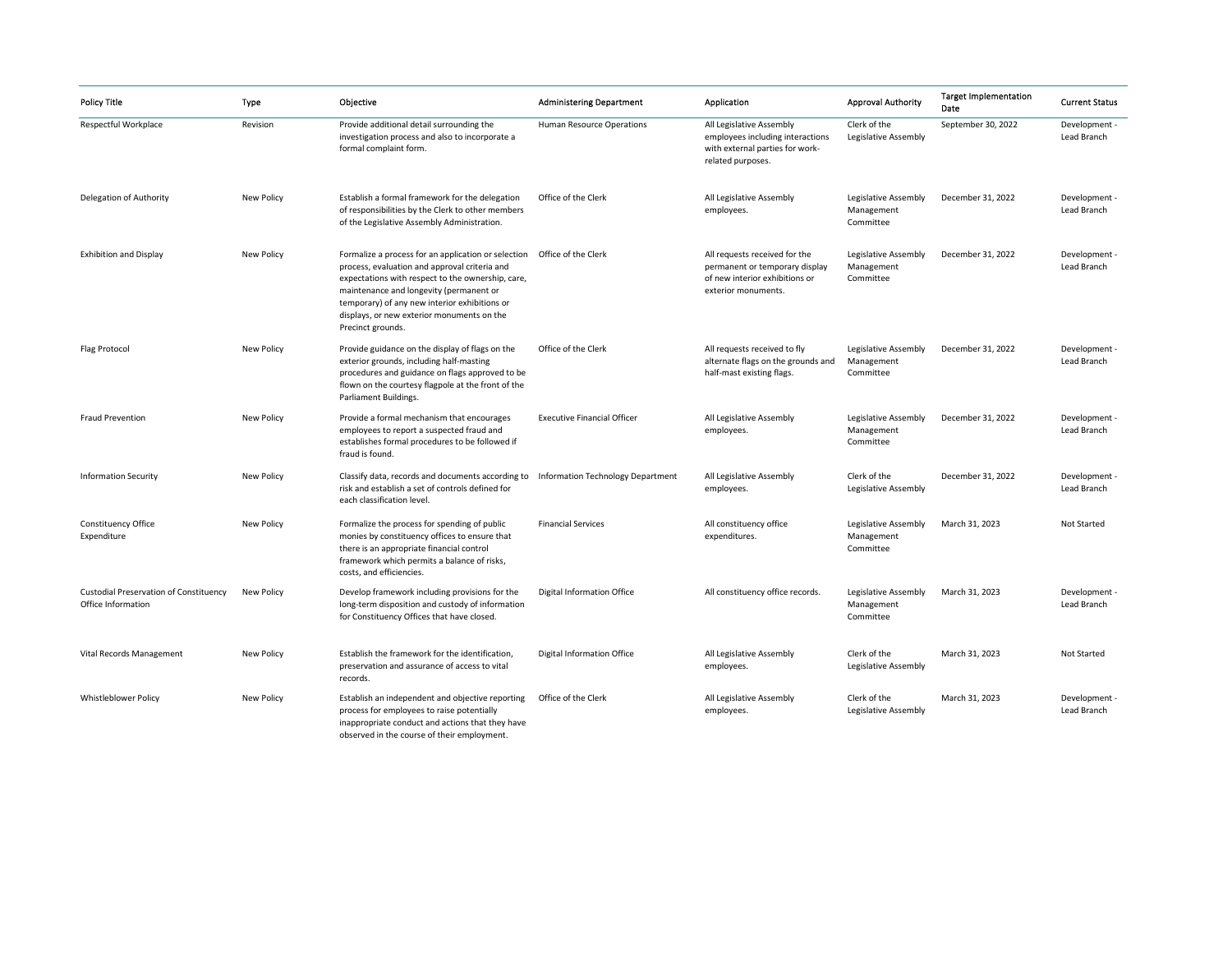| Policy Title | Type | Objective | Administering Department | Application | Approval Authority | Target Implementation Date | Current Status |
|---|---|---|---|---|---|---|---|
| Respectful Workplace | Revision | Provide additional detail surrounding the investigation process and also to incorporate a formal complaint form. | Human Resource Operations | All Legislative Assembly employees including interactions with external parties for work-related purposes. | Clerk of the Legislative Assembly | September 30, 2022 | Development - Lead Branch |
| Delegation of Authority | New Policy | Establish a formal framework for the delegation of responsibilities by the Clerk to other members of the Legislative Assembly Administration. | Office of the Clerk | All Legislative Assembly employees. | Legislative Assembly Management Committee | December 31, 2022 | Development - Lead Branch |
| Exhibition and Display | New Policy | Formalize a process for an application or selection process, evaluation and approval criteria and expectations with respect to the ownership, care, maintenance and longevity (permanent or temporary) of any new interior exhibitions or displays, or new exterior monuments on the Precinct grounds. | Office of the Clerk | All requests received for the permanent or temporary display of new interior exhibitions or exterior monuments. | Legislative Assembly Management Committee | December 31, 2022 | Development - Lead Branch |
| Flag Protocol | New Policy | Provide guidance on the display of flags on the exterior grounds, including half-masting procedures and guidance on flags approved to be flown on the courtesy flagpole at the front of the Parliament Buildings. | Office of the Clerk | All requests received to fly alternate flags on the grounds and half-mast existing flags. | Legislative Assembly Management Committee | December 31, 2022 | Development - Lead Branch |
| Fraud Prevention | New Policy | Provide a formal mechanism that encourages employees to report a suspected fraud and establishes formal procedures to be followed if fraud is found. | Executive Financial Officer | All Legislative Assembly employees. | Legislative Assembly Management Committee | December 31, 2022 | Development - Lead Branch |
| Information Security | New Policy | Classify data, records and documents according to risk and establish a set of controls defined for each classification level. | Information Technology Department | All Legislative Assembly employees. | Clerk of the Legislative Assembly | December 31, 2022 | Development - Lead Branch |
| Constituency Office Expenditure | New Policy | Formalize the process for spending of public monies by constituency offices to ensure that there is an appropriate financial control framework which permits a balance of risks, costs, and efficiencies. | Financial Services | All constituency office expenditures. | Legislative Assembly Management Committee | March 31, 2023 | Not Started |
| Custodial Preservation of Constituency Office Information | New Policy | Develop framework including provisions for the long-term disposition and custody of information for Constituency Offices that have closed. | Digital Information Office | All constituency office records. | Legislative Assembly Management Committee | March 31, 2023 | Development - Lead Branch |
| Vital Records Management | New Policy | Establish the framework for the identification, preservation and assurance of access to vital records. | Digital Information Office | All Legislative Assembly employees. | Clerk of the Legislative Assembly | March 31, 2023 | Not Started |
| Whistleblower Policy | New Policy | Establish an independent and objective reporting process for employees to raise potentially inappropriate conduct and actions that they have observed in the course of their employment. | Office of the Clerk | All Legislative Assembly employees. | Clerk of the Legislative Assembly | March 31, 2023 | Development - Lead Branch |